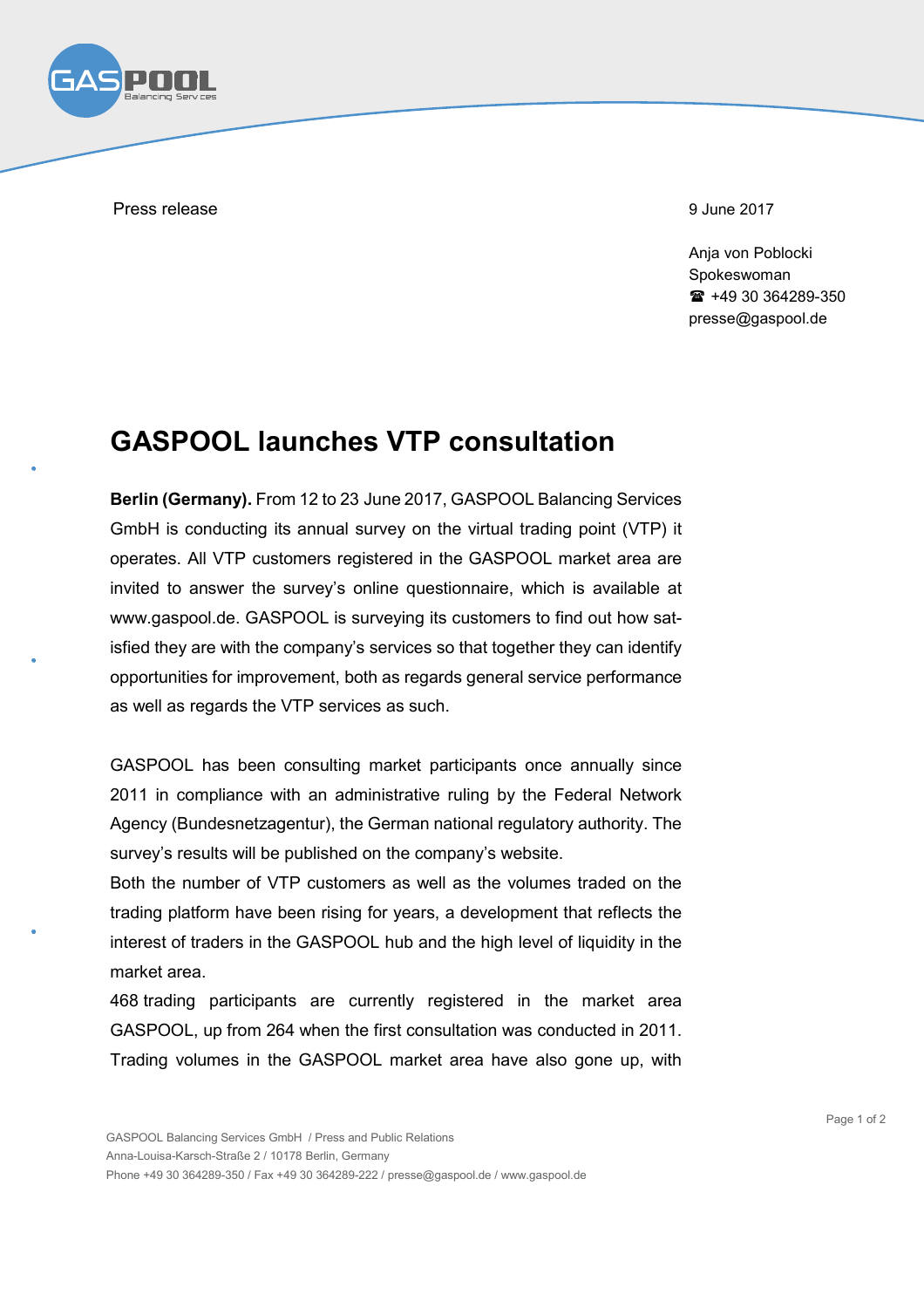Press release

9 June 2017

Anja von Poblocki
Spokeswoman
☎ +49 30 364289-350
presse@gaspool.de

# GASPOOL launches VTP consultation

**Berlin (Germany).** From 12 to 23 June 2017, GASPOOL Balancing Services GmbH is conducting its annual survey on the virtual trading point (VTP) it operates. All VTP customers registered in the GASPOOL market area are invited to answer the survey's online questionnaire, which is available at www.gaspool.de. GASPOOL is surveying its customers to find out how satisfied they are with the company's services so that together they can identify opportunities for improvement, both as regards general service performance as well as regards the VTP services as such.

GASPOOL has been consulting market participants once annually since 2011 in compliance with an administrative ruling by the Federal Network Agency (Bundesnetzagentur), the German national regulatory authority. The survey's results will be published on the company's website.

Both the number of VTP customers as well as the volumes traded on the trading platform have been rising for years, a development that reflects the interest of traders in the GASPOOL hub and the high level of liquidity in the market area.

468 trading participants are currently registered in the market area GASPOOL, up from 264 when the first consultation was conducted in 2011. Trading volumes in the GASPOOL market area have also gone up, with

GASPOOL Balancing Services GmbH / Press and Public Relations
Anna-Louisa-Karsch-Straße 2 / 10178 Berlin, Germany
Phone +49 30 364289-350 / Fax +49 30 364289-222 / presse@gaspool.de / www.gaspool.de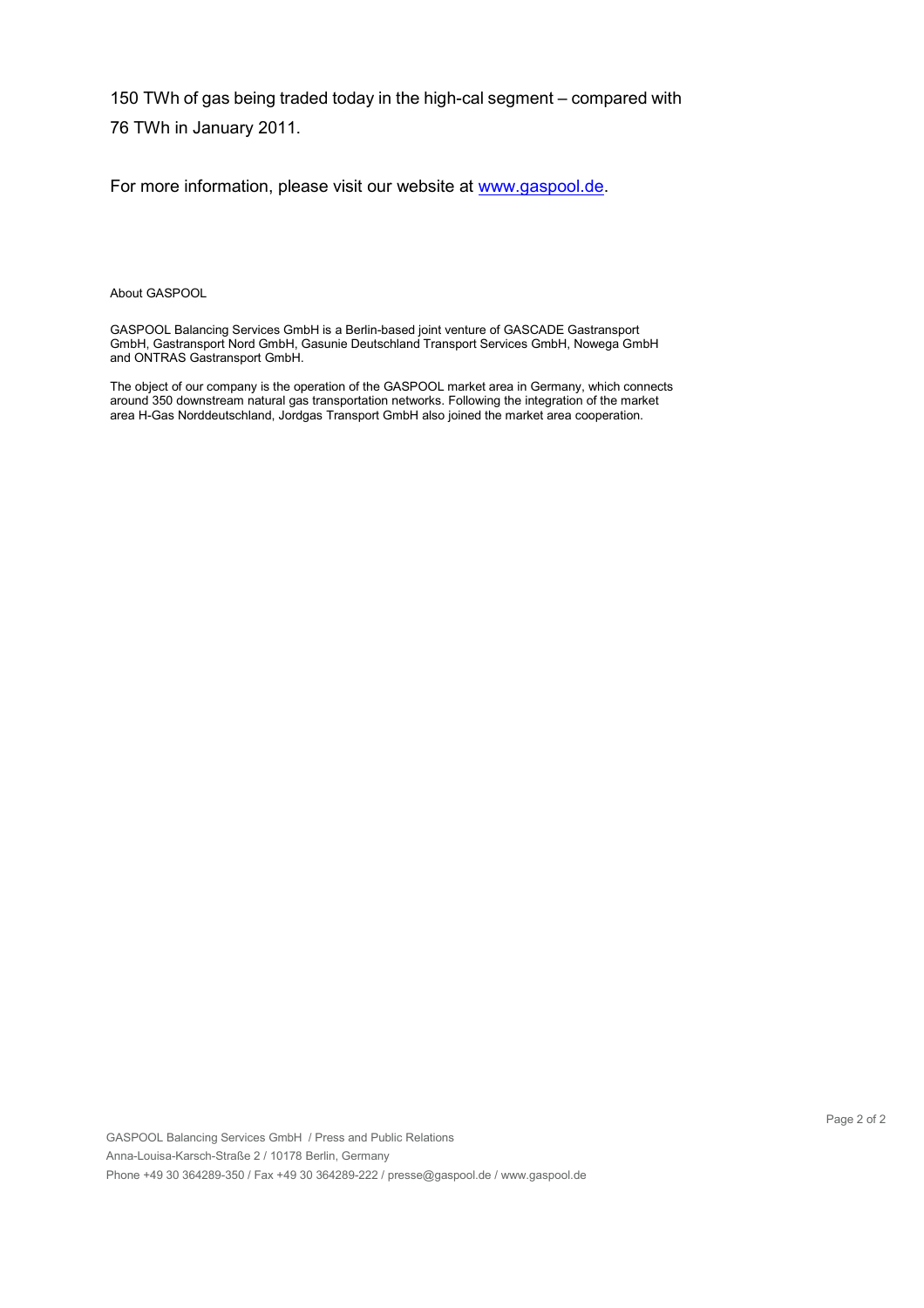150 TWh of gas being traded today in the high-cal segment – compared with 76 TWh in January 2011.

For more information, please visit our website at www.gaspool.de.

About GASPOOL

GASPOOL Balancing Services GmbH is a Berlin-based joint venture of GASCADE Gastransport GmbH, Gastransport Nord GmbH, Gasunie Deutschland Transport Services GmbH, Nowega GmbH and ONTRAS Gastransport GmbH.

The object of our company is the operation of the GASPOOL market area in Germany, which connects around 350 downstream natural gas transportation networks. Following the integration of the market area H-Gas Norddeutschland, Jordgas Transport GmbH also joined the market area cooperation.

GASPOOL Balancing Services GmbH / Press and Public Relations
Anna-Louisa-Karsch-Straße 2 / 10178 Berlin, Germany
Phone +49 30 364289-350 / Fax +49 30 364289-222 / presse@gaspool.de / www.gaspool.de